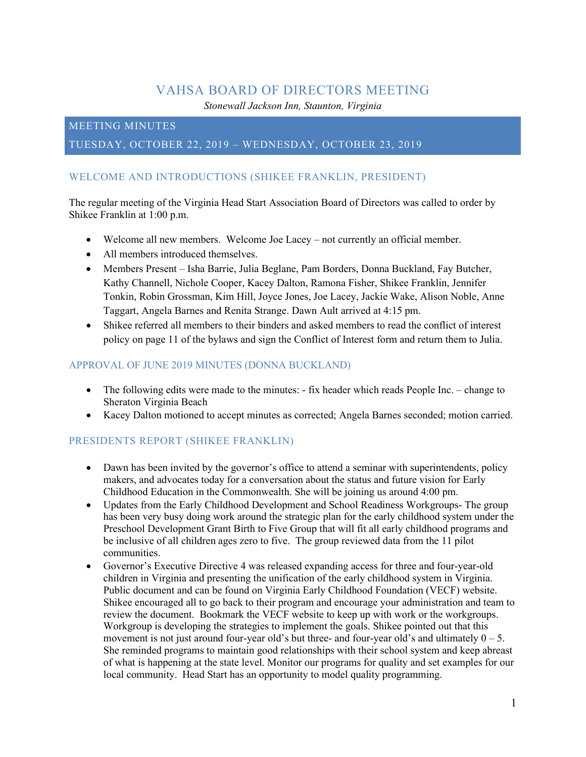# VAHSA BOARD OF DIRECTORS MEETING

*Stonewall Jackson Inn, Staunton, Virginia*

## MEETING MINUTES

## TUESDAY, OCTOBER 22, 2019 – WEDNESDAY, OCTOBER 23, 2019

### WELCOME AND INTRODUCTIONS (SHIKEE FRANKLIN, PRESIDENT)

The regular meeting of the Virginia Head Start Association Board of Directors was called to order by Shikee Franklin at 1:00 p.m.

- Welcome all new members. Welcome Joe Lacey – not currently an official member.
- All members introduced themselves.
- Members Present – Isha Barrie, Julia Beglane, Pam Borders, Donna Buckland, Fay Butcher, Kathy Channell, Nichole Cooper, Kacey Dalton, Ramona Fisher, Shikee Franklin, Jennifer Tonkin, Robin Grossman, Kim Hill, Joyce Jones, Joe Lacey, Jackie Wake, Alison Noble, Anne Taggart, Angela Barnes and Renita Strange. Dawn Ault arrived at 4:15 pm.
- Shikee referred all members to their binders and asked members to read the conflict of interest policy on page 11 of the bylaws and sign the Conflict of Interest form and return them to Julia.

### APPROVAL OF JUNE 2019 MINUTES (DONNA BUCKLAND)

- The following edits were made to the minutes: - fix header which reads People Inc. – change to Sheraton Virginia Beach
- Kacey Dalton motioned to accept minutes as corrected; Angela Barnes seconded; motion carried.

### PRESIDENTS REPORT (SHIKEE FRANKLIN)

- Dawn has been invited by the governor's office to attend a seminar with superintendents, policy makers, and advocates today for a conversation about the status and future vision for Early Childhood Education in the Commonwealth. She will be joining us around 4:00 pm.
- Updates from the Early Childhood Development and School Readiness Workgroups- The group has been very busy doing work around the strategic plan for the early childhood system under the Preschool Development Grant Birth to Five Group that will fit all early childhood programs and be inclusive of all children ages zero to five. The group reviewed data from the 11 pilot communities.
- Governor's Executive Directive 4 was released expanding access for three and four-year-old children in Virginia and presenting the unification of the early childhood system in Virginia. Public document and can be found on Virginia Early Childhood Foundation (VECF) website. Shikee encouraged all to go back to their program and encourage your administration and team to review the document. Bookmark the VECF website to keep up with work or the workgroups. Workgroup is developing the strategies to implement the goals. Shikee pointed out that this movement is not just around four-year old's but three- and four-year old's and ultimately 0 – 5. She reminded programs to maintain good relationships with their school system and keep abreast of what is happening at the state level. Monitor our programs for quality and set examples for our local community. Head Start has an opportunity to model quality programming.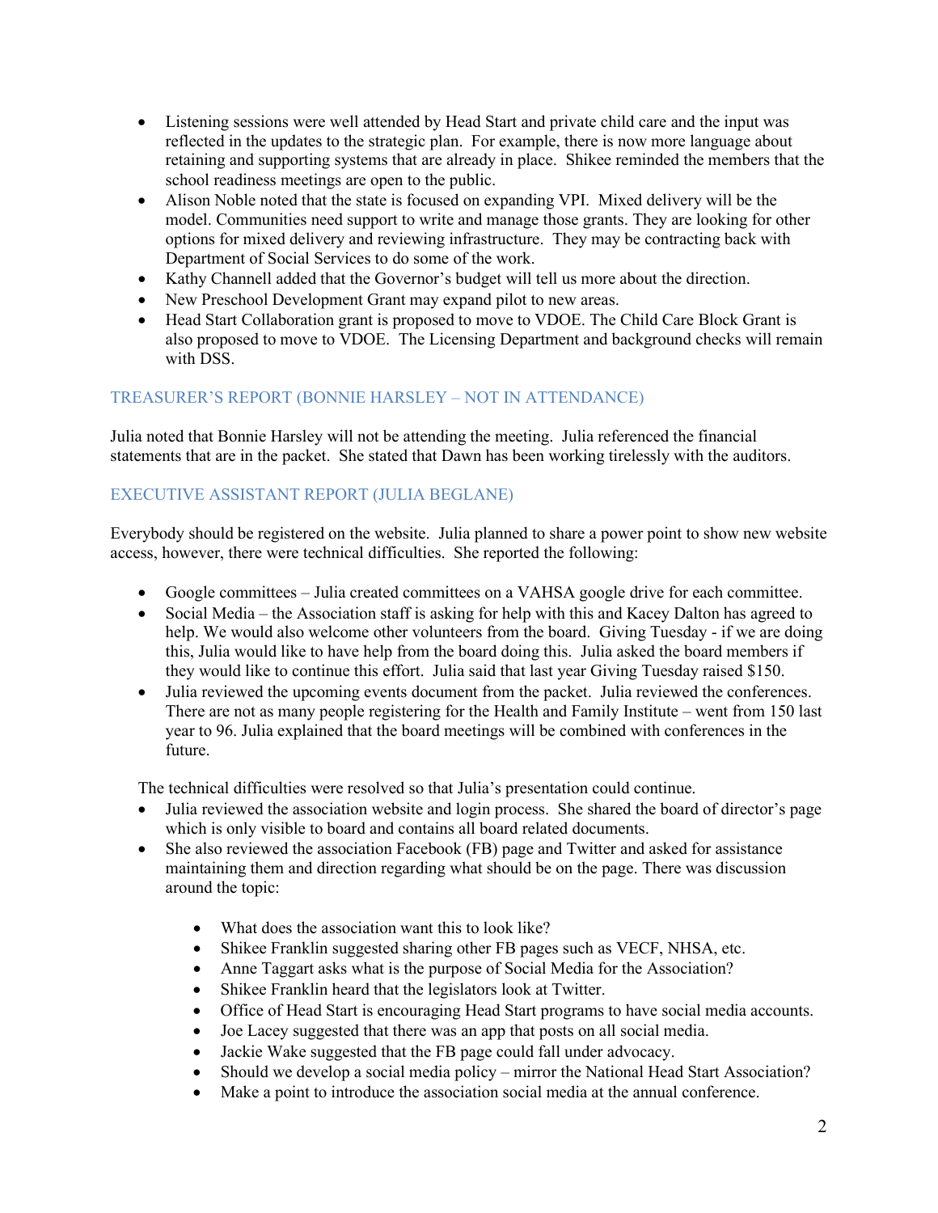- Listening sessions were well attended by Head Start and private child care and the input was reflected in the updates to the strategic plan. For example, there is now more language about retaining and supporting systems that are already in place. Shikee reminded the members that the school readiness meetings are open to the public.
- Alison Noble noted that the state is focused on expanding VPI. Mixed delivery will be the model. Communities need support to write and manage those grants. They are looking for other options for mixed delivery and reviewing infrastructure. They may be contracting back with Department of Social Services to do some of the work.
- Kathy Channell added that the Governor's budget will tell us more about the direction.
- New Preschool Development Grant may expand pilot to new areas.
- Head Start Collaboration grant is proposed to move to VDOE. The Child Care Block Grant is also proposed to move to VDOE. The Licensing Department and background checks will remain with DSS.

## TREASURER'S REPORT (BONNIE HARSLEY – NOT IN ATTENDANCE)

Julia noted that Bonnie Harsley will not be attending the meeting. Julia referenced the financial statements that are in the packet. She stated that Dawn has been working tirelessly with the auditors.

## EXECUTIVE ASSISTANT REPORT (JULIA BEGLANE)

Everybody should be registered on the website. Julia planned to share a power point to show new website access, however, there were technical difficulties. She reported the following:

- Google committees – Julia created committees on a VAHSA google drive for each committee.
- Social Media – the Association staff is asking for help with this and Kacey Dalton has agreed to help. We would also welcome other volunteers from the board. Giving Tuesday - if we are doing this, Julia would like to have help from the board doing this. Julia asked the board members if they would like to continue this effort. Julia said that last year Giving Tuesday raised $150.
- Julia reviewed the upcoming events document from the packet. Julia reviewed the conferences. There are not as many people registering for the Health and Family Institute – went from 150 last year to 96. Julia explained that the board meetings will be combined with conferences in the future.

The technical difficulties were resolved so that Julia's presentation could continue.

- Julia reviewed the association website and login process. She shared the board of director's page which is only visible to board and contains all board related documents.
- She also reviewed the association Facebook (FB) page and Twitter and asked for assistance maintaining them and direction regarding what should be on the page. There was discussion around the topic:
  - What does the association want this to look like?
  - Shikee Franklin suggested sharing other FB pages such as VECF, NHSA, etc.
  - Anne Taggart asks what is the purpose of Social Media for the Association?
  - Shikee Franklin heard that the legislators look at Twitter.
  - Office of Head Start is encouraging Head Start programs to have social media accounts.
  - Joe Lacey suggested that there was an app that posts on all social media.
  - Jackie Wake suggested that the FB page could fall under advocacy.
  - Should we develop a social media policy – mirror the National Head Start Association?
  - Make a point to introduce the association social media at the annual conference.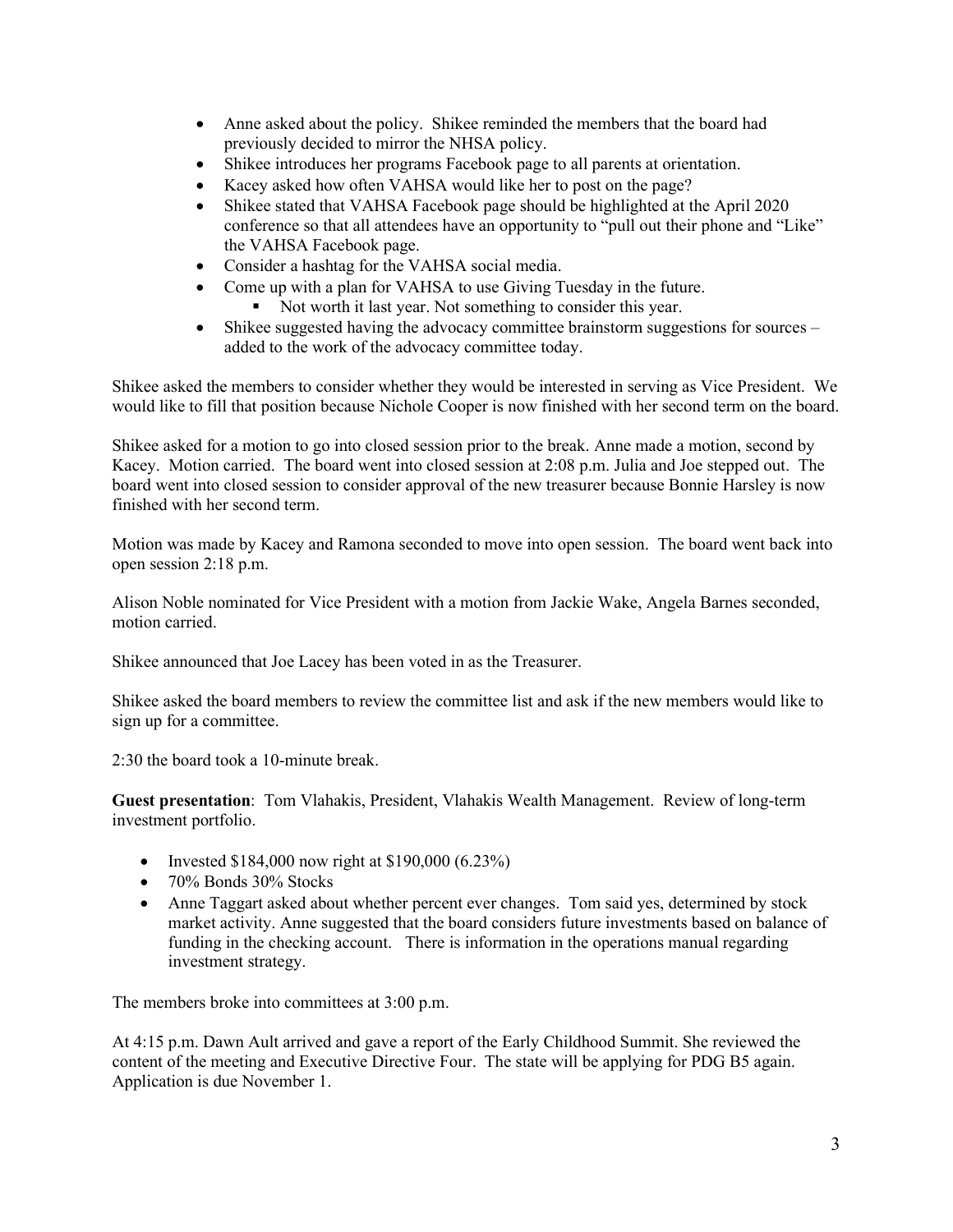- Anne asked about the policy. Shikee reminded the members that the board had previously decided to mirror the NHSA policy.
- Shikee introduces her programs Facebook page to all parents at orientation.
- Kacey asked how often VAHSA would like her to post on the page?
- Shikee stated that VAHSA Facebook page should be highlighted at the April 2020 conference so that all attendees have an opportunity to "pull out their phone and "Like" the VAHSA Facebook page.
- Consider a hashtag for the VAHSA social media.
- Come up with a plan for VAHSA to use Giving Tuesday in the future.
  - Not worth it last year. Not something to consider this year.
- Shikee suggested having the advocacy committee brainstorm suggestions for sources – added to the work of the advocacy committee today.

Shikee asked the members to consider whether they would be interested in serving as Vice President. We would like to fill that position because Nichole Cooper is now finished with her second term on the board.

Shikee asked for a motion to go into closed session prior to the break. Anne made a motion, second by Kacey. Motion carried. The board went into closed session at 2:08 p.m. Julia and Joe stepped out. The board went into closed session to consider approval of the new treasurer because Bonnie Harsley is now finished with her second term.

Motion was made by Kacey and Ramona seconded to move into open session. The board went back into open session 2:18 p.m.

Alison Noble nominated for Vice President with a motion from Jackie Wake, Angela Barnes seconded, motion carried.

Shikee announced that Joe Lacey has been voted in as the Treasurer.

Shikee asked the board members to review the committee list and ask if the new members would like to sign up for a committee.

2:30 the board took a 10-minute break.

**Guest presentation**: Tom Vlahakis, President, Vlahakis Wealth Management. Review of long-term investment portfolio.

- Invested $184,000 now right at $190,000 (6.23%)
- 70% Bonds 30% Stocks
- Anne Taggart asked about whether percent ever changes. Tom said yes, determined by stock market activity. Anne suggested that the board considers future investments based on balance of funding in the checking account. There is information in the operations manual regarding investment strategy.

The members broke into committees at 3:00 p.m.

At 4:15 p.m. Dawn Ault arrived and gave a report of the Early Childhood Summit. She reviewed the content of the meeting and Executive Directive Four. The state will be applying for PDG B5 again. Application is due November 1.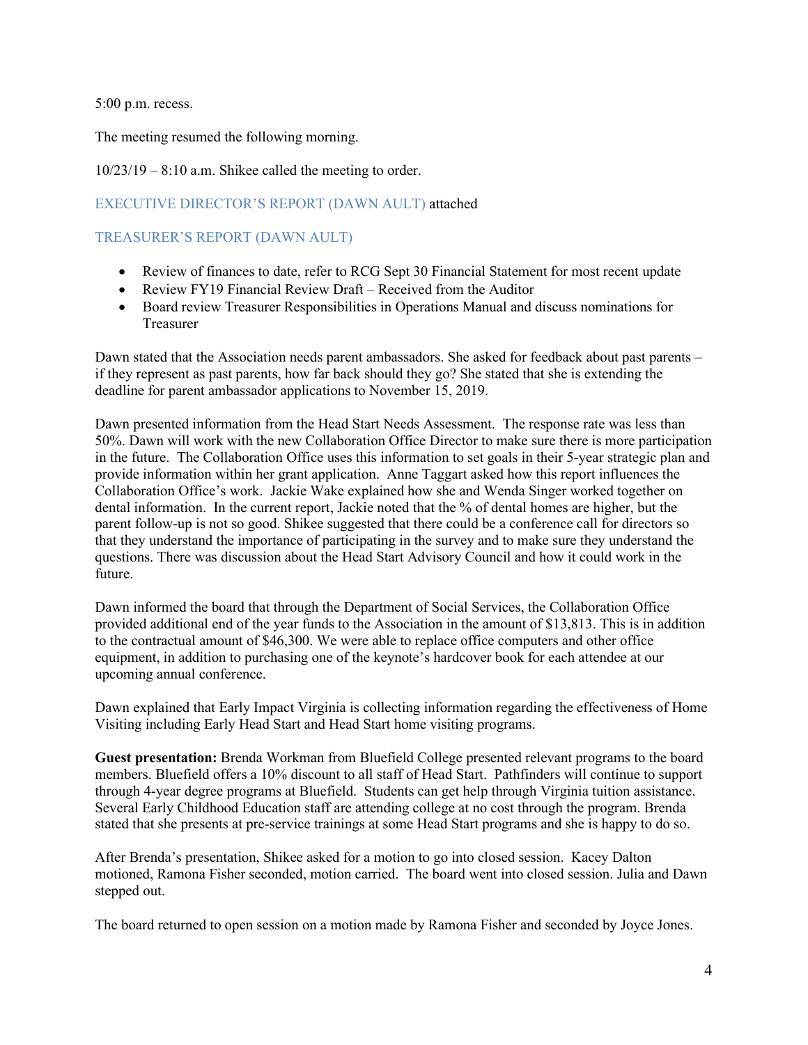5:00 p.m. recess.

The meeting resumed the following morning.

10/23/19 – 8:10 a.m. Shikee called the meeting to order.

## EXECUTIVE DIRECTOR'S REPORT (DAWN AULT) attached

## TREASURER'S REPORT (DAWN AULT)

- Review of finances to date, refer to RCG Sept 30 Financial Statement for most recent update
- Review FY19 Financial Review Draft – Received from the Auditor
- Board review Treasurer Responsibilities in Operations Manual and discuss nominations for Treasurer

Dawn stated that the Association needs parent ambassadors. She asked for feedback about past parents – if they represent as past parents, how far back should they go? She stated that she is extending the deadline for parent ambassador applications to November 15, 2019.

Dawn presented information from the Head Start Needs Assessment. The response rate was less than 50%. Dawn will work with the new Collaboration Office Director to make sure there is more participation in the future. The Collaboration Office uses this information to set goals in their 5-year strategic plan and provide information within her grant application. Anne Taggart asked how this report influences the Collaboration Office's work. Jackie Wake explained how she and Wenda Singer worked together on dental information. In the current report, Jackie noted that the % of dental homes are higher, but the parent follow-up is not so good. Shikee suggested that there could be a conference call for directors so that they understand the importance of participating in the survey and to make sure they understand the questions. There was discussion about the Head Start Advisory Council and how it could work in the future.

Dawn informed the board that through the Department of Social Services, the Collaboration Office provided additional end of the year funds to the Association in the amount of $13,813. This is in addition to the contractual amount of $46,300. We were able to replace office computers and other office equipment, in addition to purchasing one of the keynote's hardcover book for each attendee at our upcoming annual conference.

Dawn explained that Early Impact Virginia is collecting information regarding the effectiveness of Home Visiting including Early Head Start and Head Start home visiting programs.

**Guest presentation:** Brenda Workman from Bluefield College presented relevant programs to the board members. Bluefield offers a 10% discount to all staff of Head Start. Pathfinders will continue to support through 4-year degree programs at Bluefield. Students can get help through Virginia tuition assistance. Several Early Childhood Education staff are attending college at no cost through the program. Brenda stated that she presents at pre-service trainings at some Head Start programs and she is happy to do so.

After Brenda's presentation, Shikee asked for a motion to go into closed session. Kacey Dalton motioned, Ramona Fisher seconded, motion carried. The board went into closed session. Julia and Dawn stepped out.

The board returned to open session on a motion made by Ramona Fisher and seconded by Joyce Jones.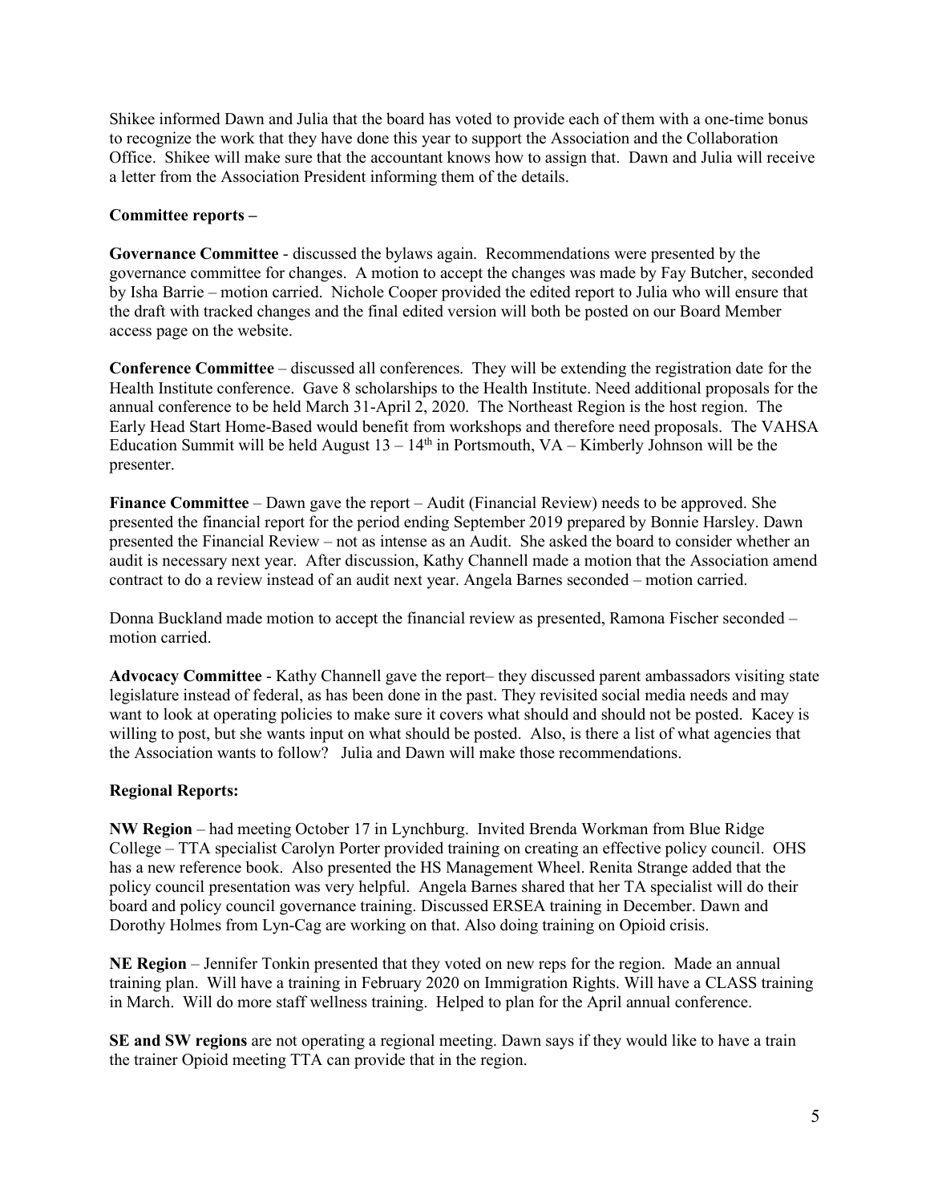Shikee informed Dawn and Julia that the board has voted to provide each of them with a one-time bonus to recognize the work that they have done this year to support the Association and the Collaboration Office. Shikee will make sure that the accountant knows how to assign that. Dawn and Julia will receive a letter from the Association President informing them of the details.

**Committee reports –**

**Governance Committee** - discussed the bylaws again. Recommendations were presented by the governance committee for changes. A motion to accept the changes was made by Fay Butcher, seconded by Isha Barrie – motion carried. Nichole Cooper provided the edited report to Julia who will ensure that the draft with tracked changes and the final edited version will both be posted on our Board Member access page on the website.

**Conference Committee** – discussed all conferences. They will be extending the registration date for the Health Institute conference. Gave 8 scholarships to the Health Institute. Need additional proposals for the annual conference to be held March 31-April 2, 2020. The Northeast Region is the host region. The Early Head Start Home-Based would benefit from workshops and therefore need proposals. The VAHSA Education Summit will be held August 13 – 14th in Portsmouth, VA – Kimberly Johnson will be the presenter.

**Finance Committee** – Dawn gave the report – Audit (Financial Review) needs to be approved. She presented the financial report for the period ending September 2019 prepared by Bonnie Harsley. Dawn presented the Financial Review – not as intense as an Audit. She asked the board to consider whether an audit is necessary next year. After discussion, Kathy Channell made a motion that the Association amend contract to do a review instead of an audit next year. Angela Barnes seconded – motion carried.

Donna Buckland made motion to accept the financial review as presented, Ramona Fischer seconded – motion carried.

**Advocacy Committee** - Kathy Channell gave the report– they discussed parent ambassadors visiting state legislature instead of federal, as has been done in the past. They revisited social media needs and may want to look at operating policies to make sure it covers what should and should not be posted. Kacey is willing to post, but she wants input on what should be posted. Also, is there a list of what agencies that the Association wants to follow? Julia and Dawn will make those recommendations.

**Regional Reports:**

**NW Region** – had meeting October 17 in Lynchburg. Invited Brenda Workman from Blue Ridge College – TTA specialist Carolyn Porter provided training on creating an effective policy council. OHS has a new reference book. Also presented the HS Management Wheel. Renita Strange added that the policy council presentation was very helpful. Angela Barnes shared that her TA specialist will do their board and policy council governance training. Discussed ERSEA training in December. Dawn and Dorothy Holmes from Lyn-Cag are working on that. Also doing training on Opioid crisis.

**NE Region** – Jennifer Tonkin presented that they voted on new reps for the region. Made an annual training plan. Will have a training in February 2020 on Immigration Rights. Will have a CLASS training in March. Will do more staff wellness training. Helped to plan for the April annual conference.

**SE and SW regions** are not operating a regional meeting. Dawn says if they would like to have a train the trainer Opioid meeting TTA can provide that in the region.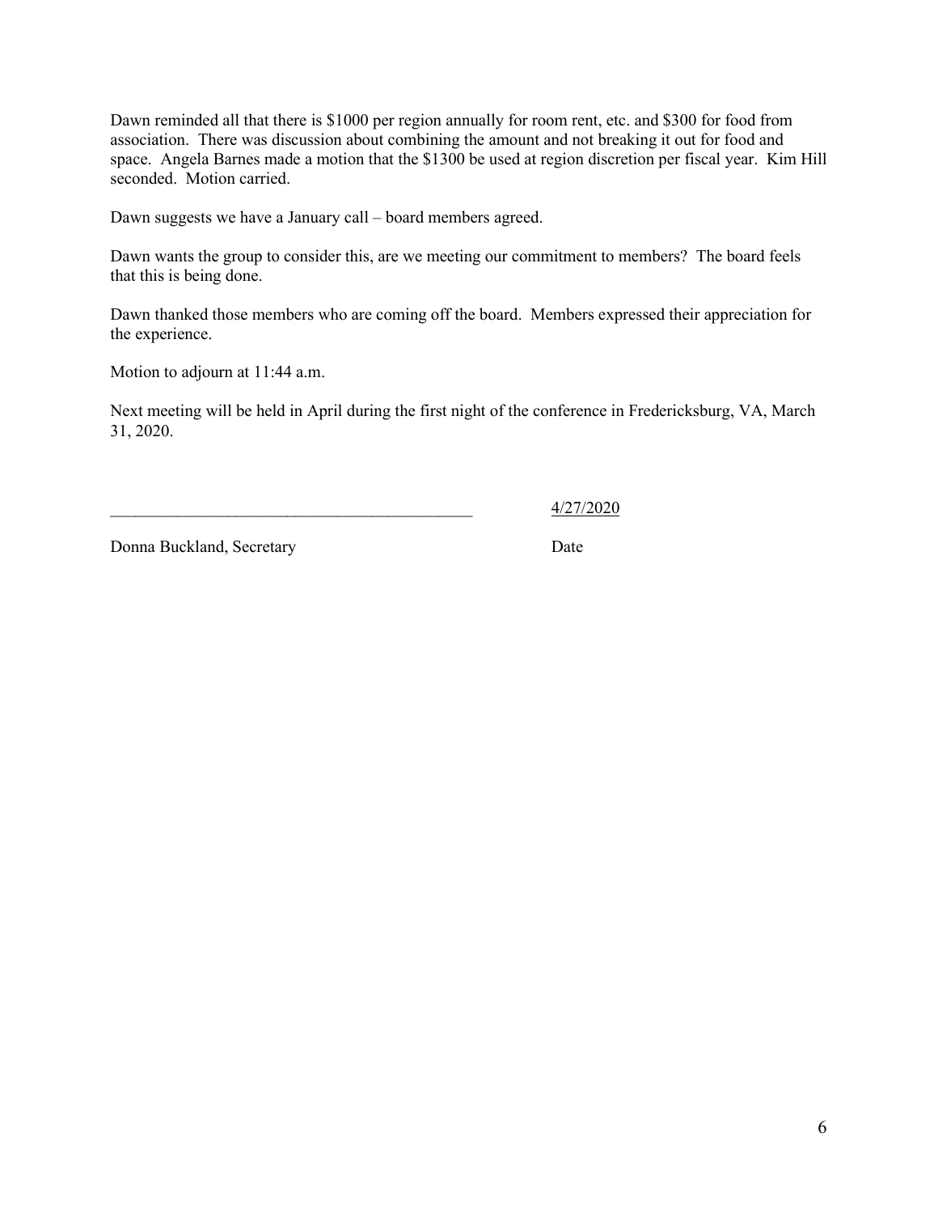Dawn reminded all that there is $1000 per region annually for room rent, etc. and $300 for food from association. There was discussion about combining the amount and not breaking it out for food and space. Angela Barnes made a motion that the $1300 be used at region discretion per fiscal year. Kim Hill seconded. Motion carried.

Dawn suggests we have a January call – board members agreed.

Dawn wants the group to consider this, are we meeting our commitment to members? The board feels that this is being done.

Dawn thanked those members who are coming off the board. Members expressed their appreciation for the experience.

Motion to adjourn at 11:44 a.m.

Next meeting will be held in April during the first night of the conference in Fredericksburg, VA, March 31, 2020.

_____________________________________________ 4/27/2020

Donna Buckland, Secretary Date